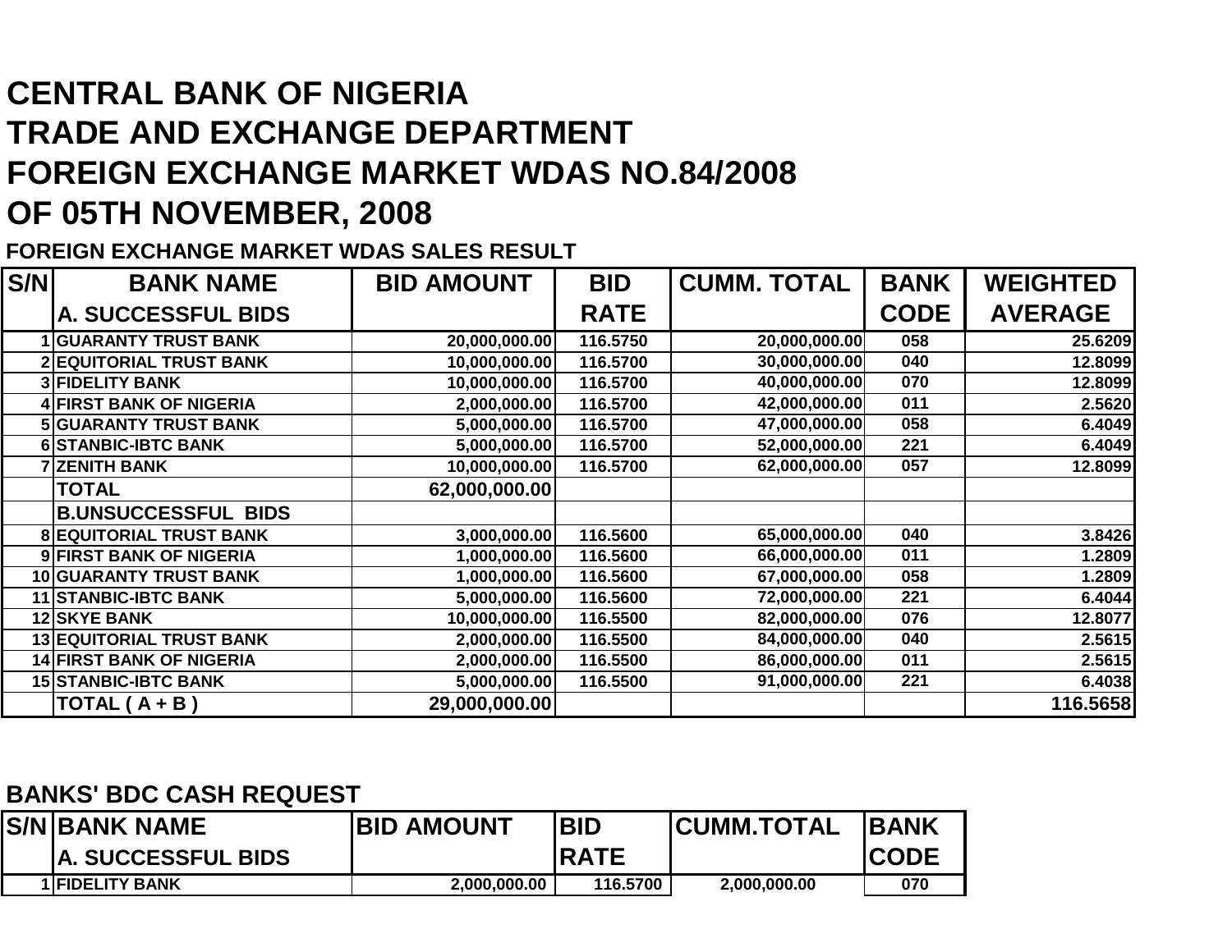# CENTRAL BANK OF NIGERIA
# TRADE AND EXCHANGE DEPARTMENT
# FOREIGN EXCHANGE MARKET WDAS NO.84/2008
# OF 05TH NOVEMBER, 2008

### FOREIGN EXCHANGE MARKET WDAS SALES RESULT

| S/N | BANK NAME | BID AMOUNT | BID RATE | CUMM. TOTAL | BANK CODE | WEIGHTED AVERAGE |
|---|---|---|---|---|---|---|
| | **A. SUCCESSFUL BIDS** | | | | | |
| 1 | GUARANTY TRUST BANK | 20,000,000.00 | 116.5750 | 20,000,000.00 | 058 | 25.6209 |
| 2 | EQUITORIAL TRUST BANK | 10,000,000.00 | 116.5700 | 30,000,000.00 | 040 | 12.8099 |
| 3 | FIDELITY BANK | 10,000,000.00 | 116.5700 | 40,000,000.00 | 070 | 12.8099 |
| 4 | FIRST BANK OF NIGERIA | 2,000,000.00 | 116.5700 | 42,000,000.00 | 011 | 2.5620 |
| 5 | GUARANTY TRUST BANK | 5,000,000.00 | 116.5700 | 47,000,000.00 | 058 | 6.4049 |
| 6 | STANBIC-IBTC BANK | 5,000,000.00 | 116.5700 | 52,000,000.00 | 221 | 6.4049 |
| 7 | ZENITH BANK | 10,000,000.00 | 116.5700 | 62,000,000.00 | 057 | 12.8099 |
| | **TOTAL** | **62,000,000.00** | | | | |
| | **B.UNSUCCESSFUL BIDS** | | | | | |
| 8 | EQUITORIAL TRUST BANK | 3,000,000.00 | 116.5600 | 65,000,000.00 | 040 | 3.8426 |
| 9 | FIRST BANK OF NIGERIA | 1,000,000.00 | 116.5600 | 66,000,000.00 | 011 | 1.2809 |
| 10 | GUARANTY TRUST BANK | 1,000,000.00 | 116.5600 | 67,000,000.00 | 058 | 1.2809 |
| 11 | STANBIC-IBTC BANK | 5,000,000.00 | 116.5600 | 72,000,000.00 | 221 | 6.4044 |
| 12 | SKYE BANK | 10,000,000.00 | 116.5500 | 82,000,000.00 | 076 | 12.8077 |
| 13 | EQUITORIAL TRUST BANK | 2,000,000.00 | 116.5500 | 84,000,000.00 | 040 | 2.5615 |
| 14 | FIRST BANK OF NIGERIA | 2,000,000.00 | 116.5500 | 86,000,000.00 | 011 | 2.5615 |
| 15 | STANBIC-IBTC BANK | 5,000,000.00 | 116.5500 | 91,000,000.00 | 221 | 6.4038 |
| | **TOTAL ( A + B )** | **29,000,000.00** | | | | **116.5658** |

### BANKS' BDC CASH REQUEST

| S/N | BANK NAME | BID AMOUNT | BID RATE | CUMM.TOTAL | BANK CODE |
|---|---|---|---|---|---|
| | **A. SUCCESSFUL BIDS** | | | | |
| 1 | FIDELITY BANK | 2,000,000.00 | 116.5700 | 2,000,000.00 | 070 |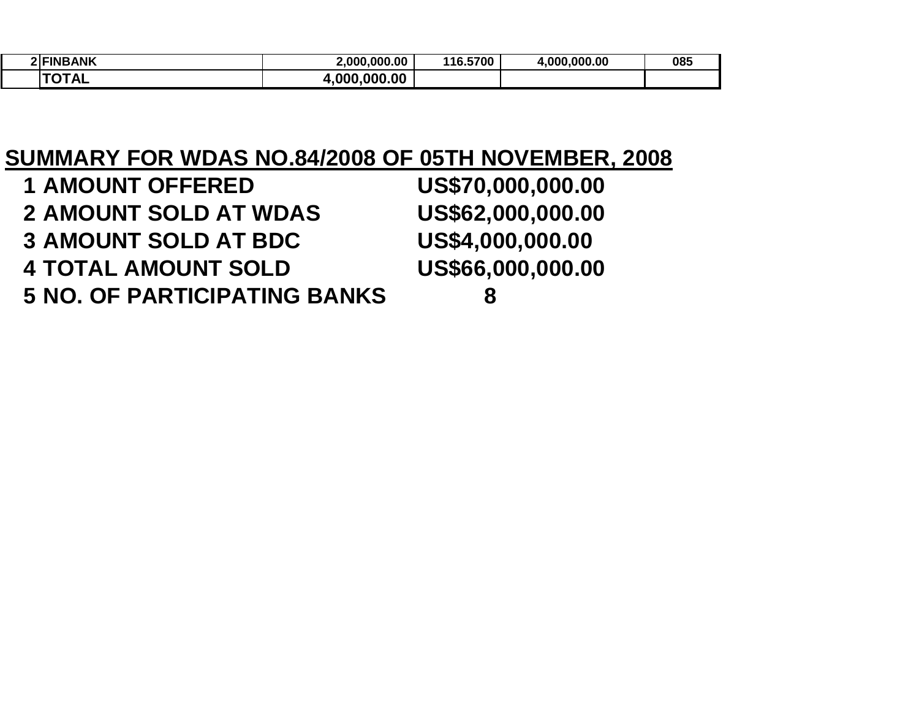| | | | | | |
|---|---|---|---|---|---|
| 2 | FINBANK | 2,000,000.00 | 116.5700 | 4,000,000.00 | 085 |
| | TOTAL | 4,000,000.00 | | | |

## SUMMARY FOR WDAS NO.84/2008 OF 05TH NOVEMBER, 2008

| | | |
|---|---|---|
| 1 | AMOUNT OFFERED | US$70,000,000.00 |
| 2 | AMOUNT SOLD AT WDAS | US$62,000,000.00 |
| 3 | AMOUNT SOLD AT BDC | US$4,000,000.00 |
| 4 | TOTAL AMOUNT SOLD | US$66,000,000.00 |
| 5 | NO. OF PARTICIPATING BANKS | 8 |